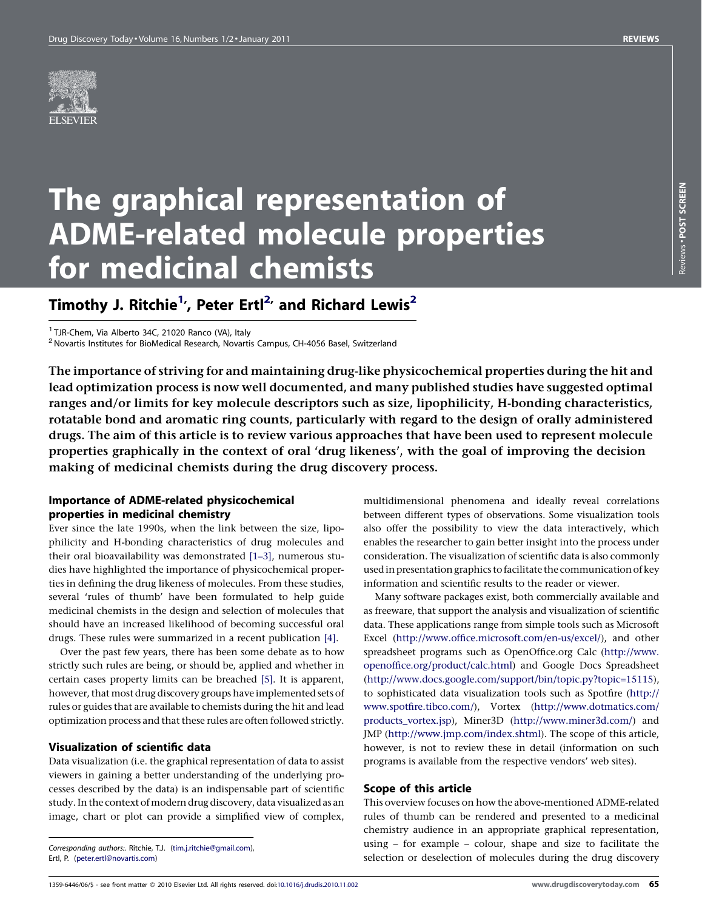# The graphical representation of ADME-related molecule properties for medicinal chemists

## Timothy J. Ritchie[1], Peter Ertl[2] and Richard Lewis[2]

[1] TJR-Chem, Via Alberto 34C, 21020 Ranco (VA), Italy
[2] Novartis Institutes for BioMedical Research, Novartis Campus, CH-4056 Basel, Switzerland

**The importance of striving for and maintaining drug-like physicochemical properties during the hit and lead optimization process is now well documented, and many published studies have suggested optimal ranges and/or limits for key molecule descriptors such as size, lipophilicity, H-bonding characteristics, rotatable bond and aromatic ring counts, particularly with regard to the design of orally administered drugs. The aim of this article is to review various approaches that have been used to represent molecule properties graphically in the context of oral 'drug likeness', with the goal of improving the decision making of medicinal chemists during the drug discovery process.**

### Importance of ADME-related physicochemical properties in medicinal chemistry

Ever since the late 1990s, when the link between the size, lipophilicity and H-bonding characteristics of drug molecules and their oral bioavailability was demonstrated [1–3], numerous studies have highlighted the importance of physicochemical properties in defining the drug likeness of molecules. From these studies, several 'rules of thumb' have been formulated to help guide medicinal chemists in the design and selection of molecules that should have an increased likelihood of becoming successful oral drugs. These rules were summarized in a recent publication [4].

Over the past few years, there has been some debate as to how strictly such rules are being, or should be, applied and whether in certain cases property limits can be breached [5]. It is apparent, however, that most drug discovery groups have implemented sets of rules or guides that are available to chemists during the hit and lead optimization process and that these rules are often followed strictly.

### Visualization of scientific data

Data visualization (i.e. the graphical representation of data to assist viewers in gaining a better understanding of the underlying processes described by the data) is an indispensable part of scientific study. In the context of modern drug discovery, data visualized as an image, chart or plot can provide a simplified view of complex, multidimensional phenomena and ideally reveal correlations between different types of observations. Some visualization tools also offer the possibility to view the data interactively, which enables the researcher to gain better insight into the process under consideration. The visualization of scientific data is also commonly used in presentation graphics to facilitate the communication of key information and scientific results to the reader or viewer.

Many software packages exist, both commercially available and as freeware, that support the analysis and visualization of scientific data. These applications range from simple tools such as Microsoft Excel (http://www.office.microsoft.com/en-us/excel/), and other spreadsheet programs such as OpenOffice.org Calc (http://www.openoffice.org/product/calc.html) and Google Docs Spreadsheet (http://www.docs.google.com/support/bin/topic.py?topic=15115), to sophisticated data visualization tools such as Spotfire (http://www.spotfire.tibco.com/), Vortex (http://www.dotmatics.com/products_vortex.jsp), Miner3D (http://www.miner3d.com/) and JMP (http://www.jmp.com/index.shtml). The scope of this article, however, is not to review these in detail (information on such programs is available from the respective vendors' web sites).

### Scope of this article

This overview focuses on how the above-mentioned ADME-related rules of thumb can be rendered and presented to a medicinal chemistry audience in an appropriate graphical representation, using – for example – colour, shape and size to facilitate the selection or deselection of molecules during the drug discovery

*Corresponding authors*:. Ritchie, T.J. (tim.j.ritchie@gmail.com), Ertl, P. (peter.ertl@novartis.com)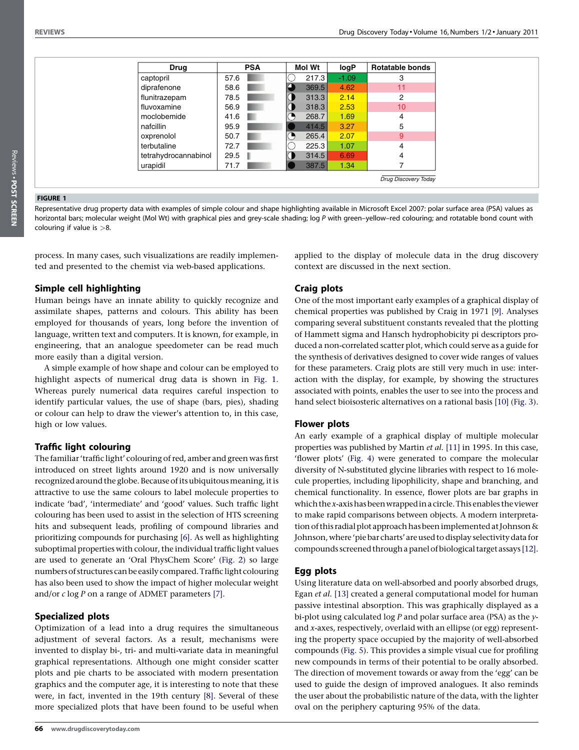| Drug | PSA | Mol Wt | logP | Rotatable bonds |
|---|---|---|---|---|
| captopril | 57.6 | 217.3 | -1.09 | 3 |
| diprafenone | 58.6 | 369.5 | 4.62 | 11 |
| flunitrazepam | 78.5 | 313.3 | 2.14 | 2 |
| fluvoxamine | 56.9 | 318.3 | 2.53 | 10 |
| moclobemide | 41.6 | 268.7 | 1.69 | 4 |
| nafcillin | 95.9 | 414.5 | 3.27 | 5 |
| oxprenolol | 50.7 | 265.4 | 2.07 | 9 |
| terbutaline | 72.7 | 225.3 | 1.07 | 4 |
| tetrahydrocannabinol | 29.5 | 314.5 | 6.69 | 4 |
| urapidil | 71.7 | 387.5 | 1.34 | 7 |

**FIGURE 1**

Representative drug property data with examples of simple colour and shape highlighting available in Microsoft Excel 2007: polar surface area (PSA) values as horizontal bars; molecular weight (Mol Wt) with graphical pies and grey-scale shading; log *P* with green–yellow–red colouring; and rotatable bond count with colouring if value is >8.

process. In many cases, such visualizations are readily implemented and presented to the chemist via web-based applications.

## Simple cell highlighting

Human beings have an innate ability to quickly recognize and assimilate shapes, patterns and colours. This ability has been employed for thousands of years, long before the invention of language, written text and computers. It is known, for example, in engineering, that an analogue speedometer can be read much more easily than a digital version.

A simple example of how shape and colour can be employed to highlight aspects of numerical drug data is shown in Fig. 1. Whereas purely numerical data requires careful inspection to identify particular values, the use of shape (bars, pies), shading or colour can help to draw the viewer's attention to, in this case, high or low values.

## Traffic light colouring

The familiar 'traffic light' colouring of red, amber and green was first introduced on street lights around 1920 and is now universally recognized around the globe. Because of its ubiquitous meaning, it is attractive to use the same colours to label molecule properties to indicate 'bad', 'intermediate' and 'good' values. Such traffic light colouring has been used to assist in the selection of HTS screening hits and subsequent leads, profiling of compound libraries and prioritizing compounds for purchasing [6]. As well as highlighting suboptimal properties with colour, the individual traffic light values are used to generate an 'Oral PhysChem Score' (Fig. 2) so large numbers of structures can be easily compared. Traffic light colouring has also been used to show the impact of higher molecular weight and/or *c* log *P* on a range of ADMET parameters [7].

## Specialized plots

Optimization of a lead into a drug requires the simultaneous adjustment of several factors. As a result, mechanisms were invented to display bi-, tri- and multi-variate data in meaningful graphical representations. Although one might consider scatter plots and pie charts to be associated with modern presentation graphics and the computer age, it is interesting to note that these were, in fact, invented in the 19th century [8]. Several of these more specialized plots that have been found to be useful when applied to the display of molecule data in the drug discovery context are discussed in the next section.

## Craig plots

One of the most important early examples of a graphical display of chemical properties was published by Craig in 1971 [9]. Analyses comparing several substituent constants revealed that the plotting of Hammett sigma and Hansch hydrophobicity pi descriptors produced a non-correlated scatter plot, which could serve as a guide for the synthesis of derivatives designed to cover wide ranges of values for these parameters. Craig plots are still very much in use: interaction with the display, for example, by showing the structures associated with points, enables the user to see into the process and hand select bioisosteric alternatives on a rational basis [10] (Fig. 3).

## Flower plots

An early example of a graphical display of multiple molecular properties was published by Martin *et al.* [11] in 1995. In this case, 'flower plots' (Fig. 4) were generated to compare the molecular diversity of N-substituted glycine libraries with respect to 16 molecule properties, including lipophilicity, shape and branching, and chemical functionality. In essence, flower plots are bar graphs in which the *x*-axis has been wrapped in a circle. This enables the viewer to make rapid comparisons between objects. A modern interpretation of this radial plot approach has been implemented at Johnson & Johnson, where 'pie bar charts' are used to display selectivity data for compounds screened through a panel of biological target assays [12].

## Egg plots

Using literature data on well-absorbed and poorly absorbed drugs, Egan *et al.* [13] created a general computational model for human passive intestinal absorption. This was graphically displayed as a bi-plot using calculated log *P* and polar surface area (PSA) as the *y*- and *x*-axes, respectively, overlaid with an ellipse (or egg) representing the property space occupied by the majority of well-absorbed compounds (Fig. 5). This provides a simple visual cue for profiling new compounds in terms of their potential to be orally absorbed. The direction of movement towards or away from the 'egg' can be used to guide the design of improved analogues. It also reminds the user about the probabilistic nature of the data, with the lighter oval on the periphery capturing 95% of the data.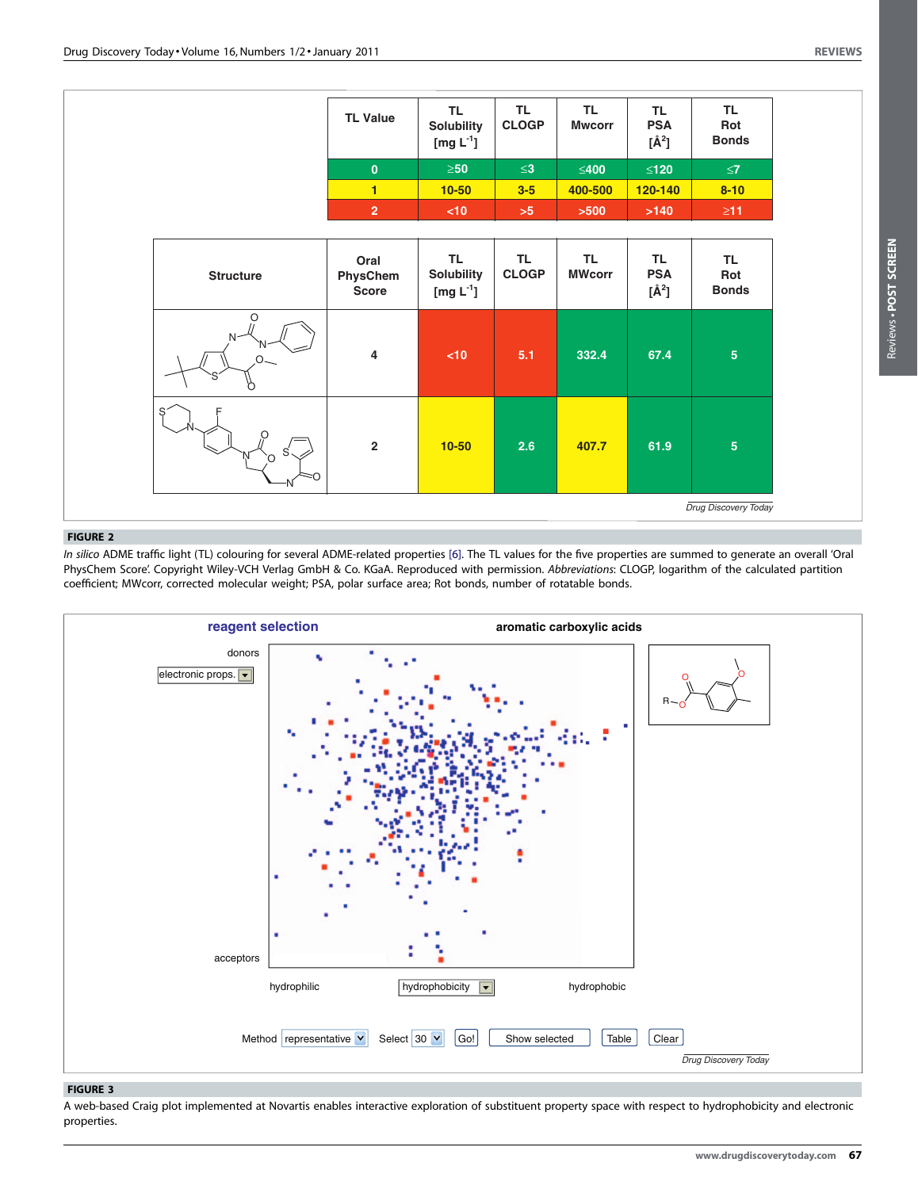| TL Value | TL Solubility [mg L$^{-1}$] | TL CLOGP | TL Mwcorr | TL PSA [Å$^2$] | TL Rot Bonds |
| --- | --- | --- | --- | --- | --- |
| 0 | ≥50 | ≤3 | ≤400 | ≤120 | ≤7 |
| 1 | 10-50 | 3-5 | 400-500 | 120-140 | 8-10 |
| 2 | <10 | >5 | >500 | >140 | ≥11 |

| Structure | Oral PhysChem Score | TL Solubility [mg L$^{-1}$] | TL CLOGP | TL MWcorr | TL PSA [Å$^2$] | TL Rot Bonds |
| --- | --- | --- | --- | --- | --- | --- |
| (structure) | 4 | <10 | 5.1 | 332.4 | 67.4 | 5 |
| (structure) | 2 | 10-50 | 2.6 | 407.7 | 61.9 | 5 |

Drug Discovery Today

**FIGURE 2**

*In silico* ADME traffic light (TL) colouring for several ADME-related properties [6]. The TL values for the five properties are summed to generate an overall 'Oral PhysChem Score'. Copyright Wiley-VCH Verlag GmbH & Co. KGaA. Reproduced with permission. *Abbreviations*: CLOGP, logarithm of the calculated partition coefficient; MWcorr, corrected molecular weight; PSA, polar surface area; Rot bonds, number of rotatable bonds.

**FIGURE 3**

A web-based Craig plot implemented at Novartis enables interactive exploration of substituent property space with respect to hydrophobicity and electronic properties.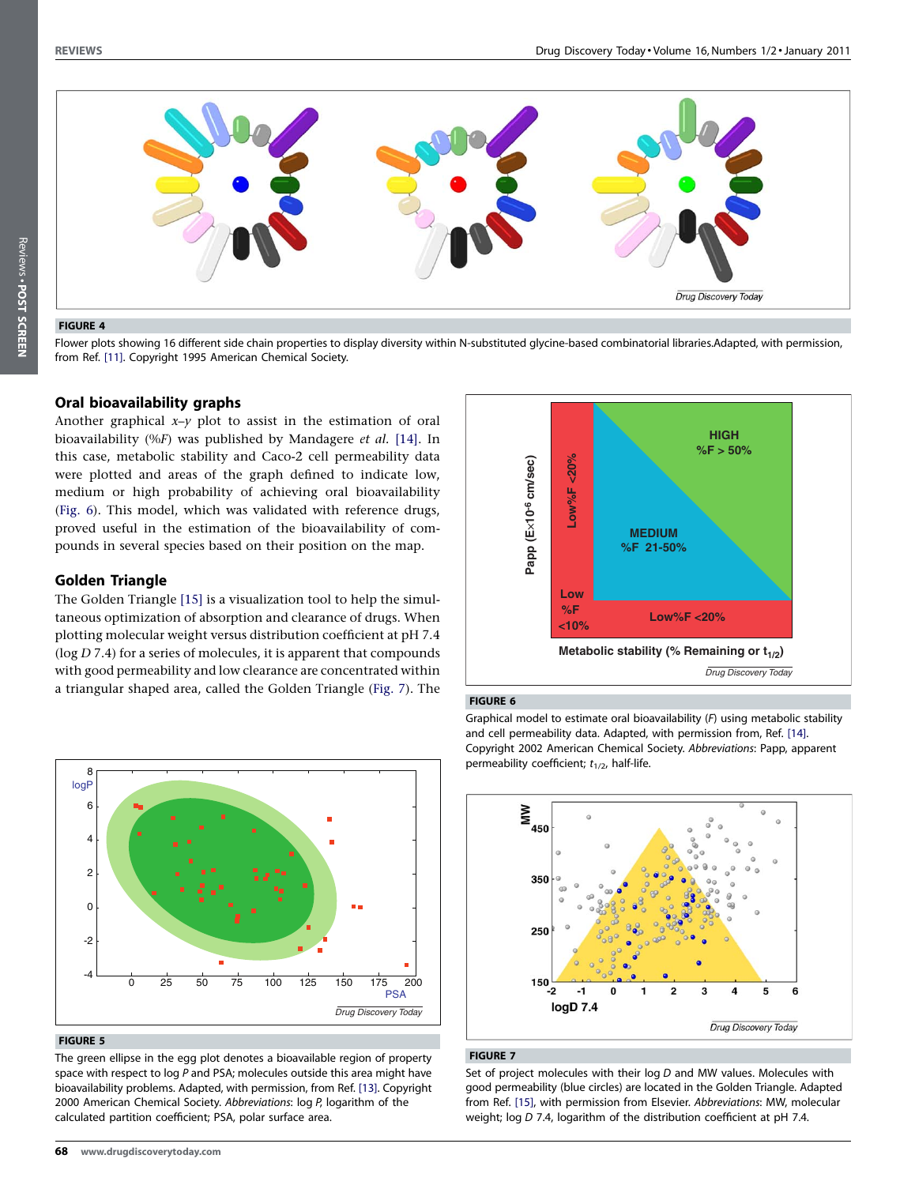**FIGURE 4**

Flower plots showing 16 different side chain properties to display diversity within N-substituted glycine-based combinatorial libraries.Adapted, with permission, from Ref. [11]. Copyright 1995 American Chemical Society.

## Oral bioavailability graphs

Another graphical *x*–*y* plot to assist in the estimation of oral bioavailability (%*F*) was published by Mandagere *et al.* [14]. In this case, metabolic stability and Caco-2 cell permeability data were plotted and areas of the graph defined to indicate low, medium or high probability of achieving oral bioavailability (Fig. 6). This model, which was validated with reference drugs, proved useful in the estimation of the bioavailability of compounds in several species based on their position on the map.

## Golden Triangle

The Golden Triangle [15] is a visualization tool to help the simultaneous optimization of absorption and clearance of drugs. When plotting molecular weight versus distribution coefficient at pH 7.4 (log *D* 7.4) for a series of molecules, it is apparent that compounds with good permeability and low clearance are concentrated within a triangular shaped area, called the Golden Triangle (Fig. 7). The

**FIGURE 5**

The green ellipse in the egg plot denotes a bioavailable region of property space with respect to log *P* and PSA; molecules outside this area might have bioavailability problems. Adapted, with permission, from Ref. [13]. Copyright 2000 American Chemical Society. *Abbreviations*: log *P*, logarithm of the calculated partition coefficient; PSA, polar surface area.

**FIGURE 6**

Graphical model to estimate oral bioavailability (*F*) using metabolic stability and cell permeability data. Adapted, with permission from, Ref. [14]. Copyright 2002 American Chemical Society. *Abbreviations*: Papp, apparent permeability coefficient; $t_{1/2}$, half-life.

**FIGURE 7**

Set of project molecules with their log *D* and MW values. Molecules with good permeability (blue circles) are located in the Golden Triangle. Adapted from Ref. [15], with permission from Elsevier. *Abbreviations*: MW, molecular weight; log *D* 7.4, logarithm of the distribution coefficient at pH 7.4.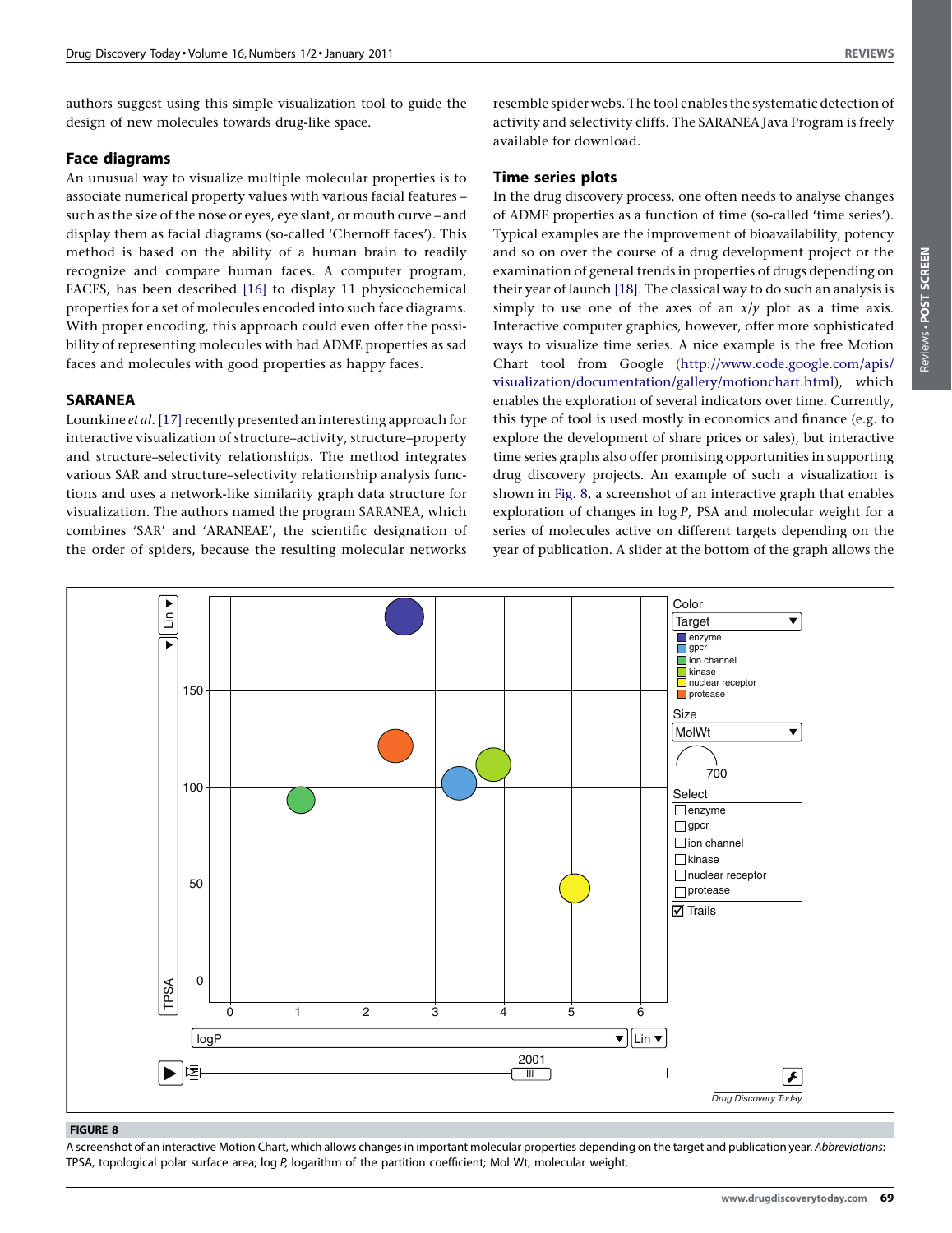authors suggest using this simple visualization tool to guide the design of new molecules towards drug-like space.

### Face diagrams

An unusual way to visualize multiple molecular properties is to associate numerical property values with various facial features – such as the size of the nose or eyes, eye slant, or mouth curve – and display them as facial diagrams (so-called 'Chernoff faces'). This method is based on the ability of a human brain to readily recognize and compare human faces. A computer program, FACES, has been described [16] to display 11 physicochemical properties for a set of molecules encoded into such face diagrams. With proper encoding, this approach could even offer the possibility of representing molecules with bad ADME properties as sad faces and molecules with good properties as happy faces.

### SARANEA

Lounkine *et al.* [17] recently presented an interesting approach for interactive visualization of structure–activity, structure–property and structure–selectivity relationships. The method integrates various SAR and structure–selectivity relationship analysis functions and uses a network-like similarity graph data structure for visualization. The authors named the program SARANEA, which combines 'SAR' and 'ARANEAE', the scientific designation of the order of spiders, because the resulting molecular networks resemble spider webs. The tool enables the systematic detection of activity and selectivity cliffs. The SARANEA Java Program is freely available for download.

### Time series plots

In the drug discovery process, one often needs to analyse changes of ADME properties as a function of time (so-called 'time series'). Typical examples are the improvement of bioavailability, potency and so on over the course of a drug development project or the examination of general trends in properties of drugs depending on their year of launch [18]. The classical way to do such an analysis is simply to use one of the axes of an *x*/*y* plot as a time axis. Interactive computer graphics, however, offer more sophisticated ways to visualize time series. A nice example is the free Motion Chart tool from Google (http://www.code.google.com/apis/visualization/documentation/gallery/motionchart.html), which enables the exploration of several indicators over time. Currently, this type of tool is used mostly in economics and finance (e.g. to explore the development of share prices or sales), but interactive time series graphs also offer promising opportunities in supporting drug discovery projects. An example of such a visualization is shown in Fig. 8, a screenshot of an interactive graph that enables exploration of changes in log *P*, PSA and molecular weight for a series of molecules active on different targets depending on the year of publication. A slider at the bottom of the graph allows the

Lin
TPSA
150
100
50
0
0 1 2 3 4 5 6
logP
Lin
2001
Color
Target
enzyme
gpcr
ion channel
kinase
nuclear receptor
protease
Size
MolWt
700
Select
enzyme
gpcr
ion channel
kinase
nuclear receptor
protease
Trails
Drug Discovery Today

**FIGURE 8**

A screenshot of an interactive Motion Chart, which allows changes in important molecular properties depending on the target and publication year. *Abbreviations*: TPSA, topological polar surface area; log *P*, logarithm of the partition coefficient; Mol Wt, molecular weight.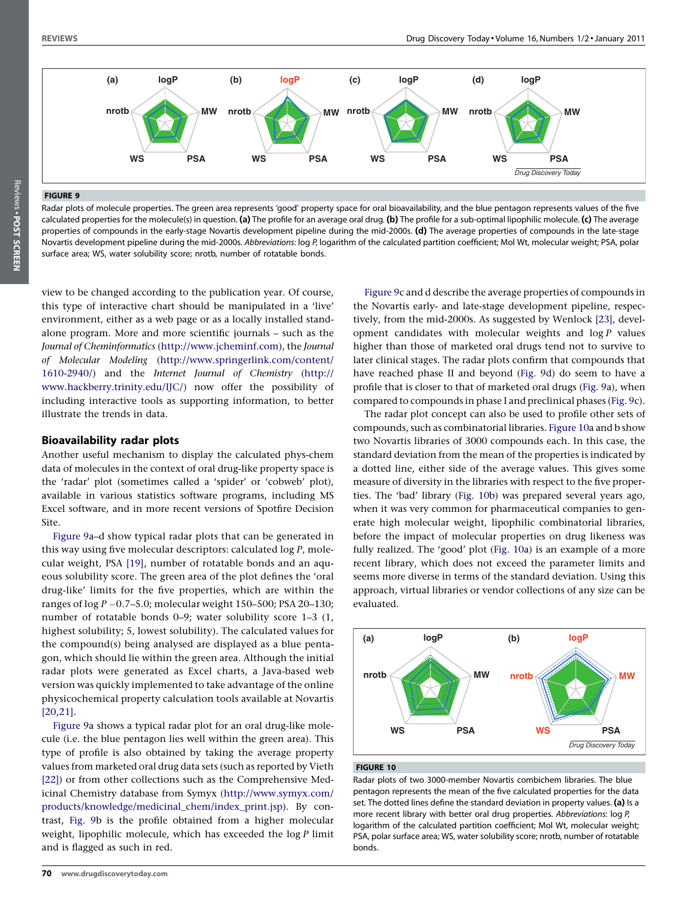**FIGURE 9**

Radar plots of molecule properties. The green area represents 'good' property space for oral bioavailability, and the blue pentagon represents values of the five calculated properties for the molecule(s) in question. **(a)** The profile for an average oral drug. **(b)** The profile for a sub-optimal lipophilic molecule. **(c)** The average properties of compounds in the early-stage Novartis development pipeline during the mid-2000s. **(d)** The average properties of compounds in the late-stage Novartis development pipeline during the mid-2000s. *Abbreviations*: log *P*, logarithm of the calculated partition coefficient; Mol Wt, molecular weight; PSA, polar surface area; WS, water solubility score; nrotb, number of rotatable bonds.

view to be changed according to the publication year. Of course, this type of interactive chart should be manipulated in a 'live' environment, either as a web page or as a locally installed stand-alone program. More and more scientific journals – such as the *Journal of Cheminformatics* (http://www.jcheminf.com), the *Journal of Molecular Modeling* (http://www.springerlink.com/content/1610-2940/) and the *Internet Journal of Chemistry* (http://www.hackberry.trinity.edu/IJC/) now offer the possibility of including interactive tools as supporting information, to better illustrate the trends in data.

## Bioavailability radar plots

Another useful mechanism to display the calculated phys-chem data of molecules in the context of oral drug-like property space is the 'radar' plot (sometimes called a 'spider' or 'cobweb' plot), available in various statistics software programs, including MS Excel software, and in more recent versions of Spotfire Decision Site.

Figure 9a–d show typical radar plots that can be generated in this way using five molecular descriptors: calculated log *P*, molecular weight, PSA [19], number of rotatable bonds and an aqueous solubility score. The green area of the plot defines the 'oral drug-like' limits for the five properties, which are within the ranges of log *P* −0.7–5.0; molecular weight 150–500; PSA 20–130; number of rotatable bonds 0–9; water solubility score 1–3 (1, highest solubility; 5, lowest solubility). The calculated values for the compound(s) being analysed are displayed as a blue pentagon, which should lie within the green area. Although the initial radar plots were generated as Excel charts, a Java-based web version was quickly implemented to take advantage of the online physicochemical property calculation tools available at Novartis [20,21].

Figure 9a shows a typical radar plot for an oral drug-like molecule (i.e. the blue pentagon lies well within the green area). This type of profile is also obtained by taking the average property values from marketed oral drug data sets (such as reported by Vieth [22]) or from other collections such as the Comprehensive Medicinal Chemistry database from Symyx (http://www.symyx.com/products/knowledge/medicinal_chem/index_print.jsp). By contrast, Fig. 9b is the profile obtained from a higher molecular weight, lipophilic molecule, which has exceeded the log *P* limit and is flagged as such in red.

Figure 9c and d describe the average properties of compounds in the Novartis early- and late-stage development pipeline, respectively, from the mid-2000s. As suggested by Wenlock [23], development candidates with molecular weights and log *P* values higher than those of marketed oral drugs tend not to survive to later clinical stages. The radar plots confirm that compounds that have reached phase II and beyond (Fig. 9d) do seem to have a profile that is closer to that of marketed oral drugs (Fig. 9a), when compared to compounds in phase I and preclinical phases (Fig. 9c).

The radar plot concept can also be used to profile other sets of compounds, such as combinatorial libraries. Figure 10a and b show two Novartis libraries of 3000 compounds each. In this case, the standard deviation from the mean of the properties is indicated by a dotted line, either side of the average values. This gives some measure of diversity in the libraries with respect to the five properties. The 'bad' library (Fig. 10b) was prepared several years ago, when it was very common for pharmaceutical companies to generate high molecular weight, lipophilic combinatorial libraries, before the impact of molecular properties on drug likeness was fully realized. The 'good' plot (Fig. 10a) is an example of a more recent library, which does not exceed the parameter limits and seems more diverse in terms of the standard deviation. Using this approach, virtual libraries or vendor collections of any size can be evaluated.

**FIGURE 10**

Radar plots of two 3000-member Novartis combichem libraries. The blue pentagon represents the mean of the five calculated properties for the data set. The dotted lines define the standard deviation in property values. **(a)** Is a more recent library with better oral drug properties. *Abbreviations*: log *P*, logarithm of the calculated partition coefficient; Mol Wt, molecular weight; PSA, polar surface area; WS, water solubility score; nrotb, number of rotatable bonds.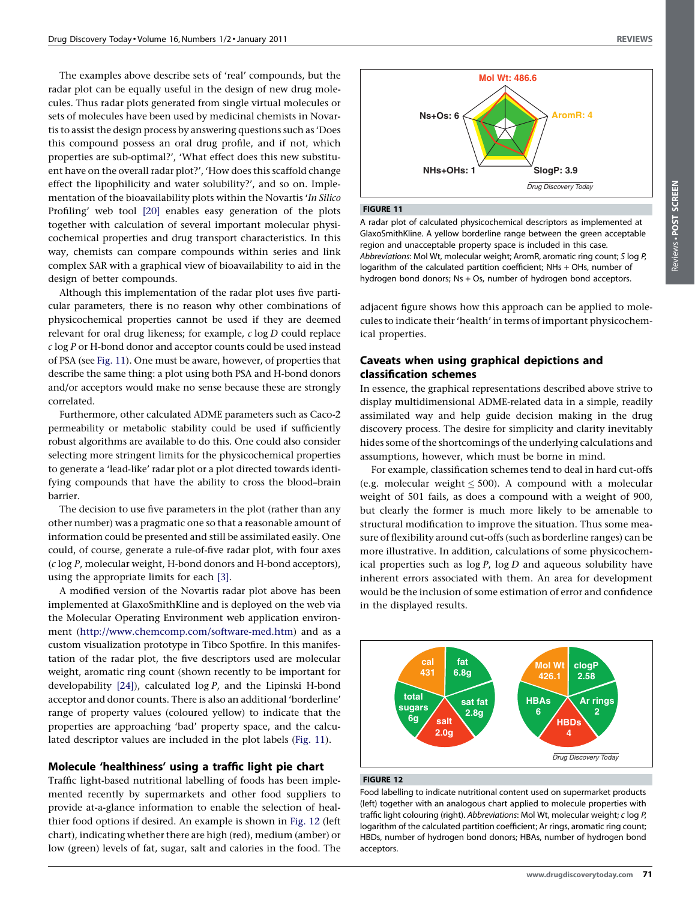The examples above describe sets of 'real' compounds, but the radar plot can be equally useful in the design of new drug molecules. Thus radar plots generated from single virtual molecules or sets of molecules have been used by medicinal chemists in Novartis to assist the design process by answering questions such as 'Does this compound possess an oral drug profile, and if not, which properties are sub-optimal?', 'What effect does this new substituent have on the overall radar plot?', 'How does this scaffold change effect the lipophilicity and water solubility?', and so on. Implementation of the bioavailability plots within the Novartis '*In Silico* Profiling' web tool [20] enables easy generation of the plots together with calculation of several important molecular physicochemical properties and drug transport characteristics. In this way, chemists can compare compounds within series and link complex SAR with a graphical view of bioavailability to aid in the design of better compounds.

Although this implementation of the radar plot uses five particular parameters, there is no reason why other combinations of physicochemical properties cannot be used if they are deemed relevant for oral drug likeness; for example, *c* log *D* could replace *c* log *P* or H-bond donor and acceptor counts could be used instead of PSA (see Fig. 11). One must be aware, however, of properties that describe the same thing: a plot using both PSA and H-bond donors and/or acceptors would make no sense because these are strongly correlated.

Furthermore, other calculated ADME parameters such as Caco-2 permeability or metabolic stability could be used if sufficiently robust algorithms are available to do this. One could also consider selecting more stringent limits for the physicochemical properties to generate a 'lead-like' radar plot or a plot directed towards identifying compounds that have the ability to cross the blood–brain barrier.

The decision to use five parameters in the plot (rather than any other number) was a pragmatic one so that a reasonable amount of information could be presented and still be assimilated easily. One could, of course, generate a rule-of-five radar plot, with four axes (*c* log *P*, molecular weight, H-bond donors and H-bond acceptors), using the appropriate limits for each [3].

A modified version of the Novartis radar plot above has been implemented at GlaxoSmithKline and is deployed on the web via the Molecular Operating Environment web application environment (http://www.chemcomp.com/software-med.htm) and as a custom visualization prototype in Tibco Spotfire. In this manifestation of the radar plot, the five descriptors used are molecular weight, aromatic ring count (shown recently to be important for developability [24]), calculated log *P*, and the Lipinski H-bond acceptor and donor counts. There is also an additional 'borderline' range of property values (coloured yellow) to indicate that the properties are approaching 'bad' property space, and the calculated descriptor values are included in the plot labels (Fig. 11).

**FIGURE 11**

A radar plot of calculated physicochemical descriptors as implemented at GlaxoSmithKline. A yellow borderline range between the green acceptable region and unacceptable property space is included in this case. *Abbreviations*: Mol Wt, molecular weight; AromR, aromatic ring count; *S* log *P*, logarithm of the calculated partition coefficient; NHs + OHs, number of hydrogen bond donors; Ns + Os, number of hydrogen bond acceptors.

## Molecule 'healthiness' using a traffic light pie chart

Traffic light-based nutritional labelling of foods has been implemented recently by supermarkets and other food suppliers to provide at-a-glance information to enable the selection of healthier food options if desired. An example is shown in Fig. 12 (left chart), indicating whether there are high (red), medium (amber) or low (green) levels of fat, sugar, salt and calories in the food. The adjacent figure shows how this approach can be applied to molecules to indicate their 'health' in terms of important physicochemical properties.

## Caveats when using graphical depictions and classification schemes

In essence, the graphical representations described above strive to display multidimensional ADME-related data in a simple, readily assimilated way and help guide decision making in the drug discovery process. The desire for simplicity and clarity inevitably hides some of the shortcomings of the underlying calculations and assumptions, however, which must be borne in mind.

For example, classification schemes tend to deal in hard cut-offs (e.g. molecular weight $\leq$ 500). A compound with a molecular weight of 501 fails, as does a compound with a weight of 900, but clearly the former is much more likely to be amenable to structural modification to improve the situation. Thus some measure of flexibility around cut-offs (such as borderline ranges) can be more illustrative. In addition, calculations of some physicochemical properties such as log *P*, log *D* and aqueous solubility have inherent errors associated with them. An area for development would be the inclusion of some estimation of error and confidence in the displayed results.

**FIGURE 12**

Food labelling to indicate nutritional content used on supermarket products (left) together with an analogous chart applied to molecule properties with traffic light colouring (right). *Abbreviations*: Mol Wt, molecular weight; *c* log *P*, logarithm of the calculated partition coefficient; Ar rings, aromatic ring count; HBDs, number of hydrogen bond donors; HBAs, number of hydrogen bond acceptors.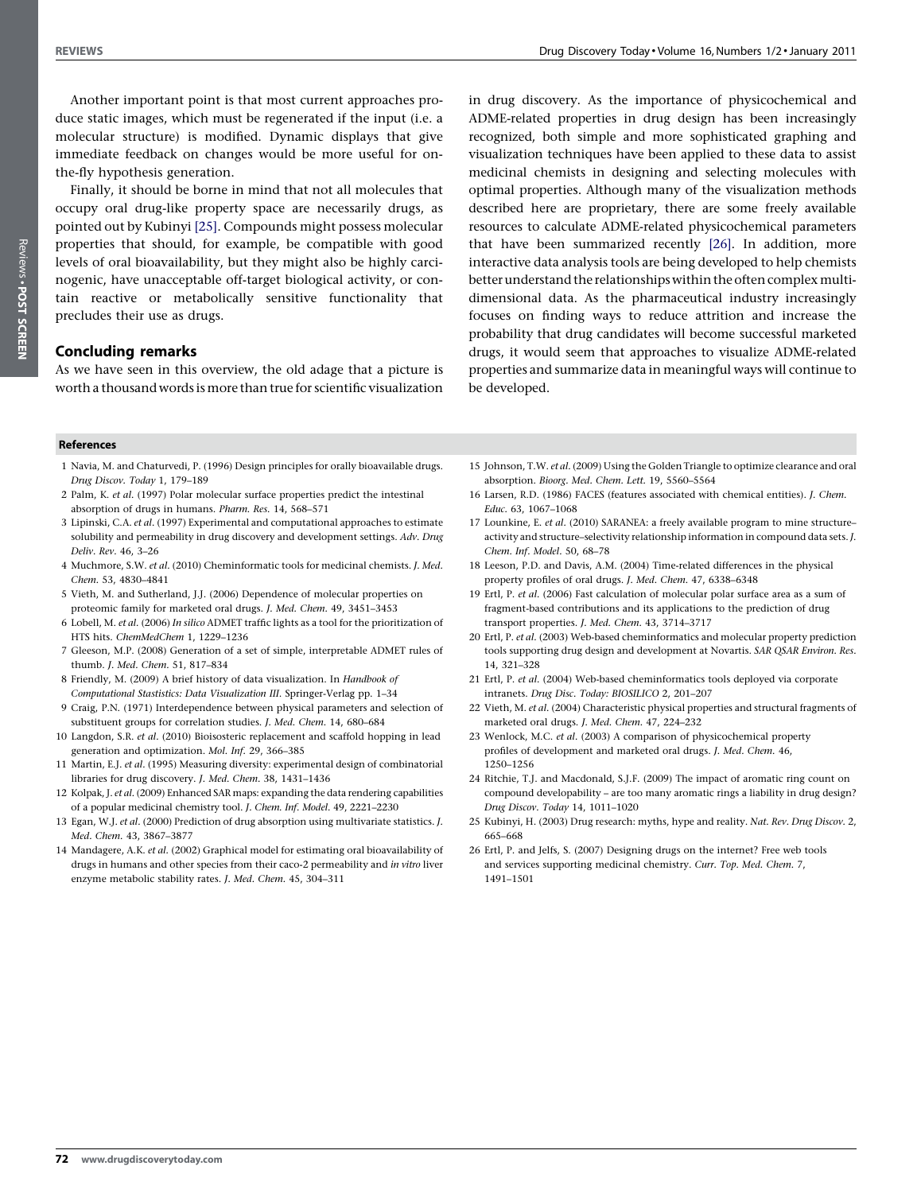Another important point is that most current approaches produce static images, which must be regenerated if the input (i.e. a molecular structure) is modified. Dynamic displays that give immediate feedback on changes would be more useful for on-the-fly hypothesis generation.

Finally, it should be borne in mind that not all molecules that occupy oral drug-like property space are necessarily drugs, as pointed out by Kubinyi [25]. Compounds might possess molecular properties that should, for example, be compatible with good levels of oral bioavailability, but they might also be highly carcinogenic, have unacceptable off-target biological activity, or contain reactive or metabolically sensitive functionality that precludes their use as drugs.

## Concluding remarks

As we have seen in this overview, the old adage that a picture is worth a thousand words is more than true for scientific visualization in drug discovery. As the importance of physicochemical and ADME-related properties in drug design has been increasingly recognized, both simple and more sophisticated graphing and visualization techniques have been applied to these data to assist medicinal chemists in designing and selecting molecules with optimal properties. Although many of the visualization methods described here are proprietary, there are some freely available resources to calculate ADME-related physicochemical parameters that have been summarized recently [26]. In addition, more interactive data analysis tools are being developed to help chemists better understand the relationships within the often complex multi-dimensional data. As the pharmaceutical industry increasingly focuses on finding ways to reduce attrition and increase the probability that drug candidates will become successful marketed drugs, it would seem that approaches to visualize ADME-related properties and summarize data in meaningful ways will continue to be developed.

## References

1 Navia, M. and Chaturvedi, P. (1996) Design principles for orally bioavailable drugs. *Drug Discov. Today* 1, 179–189

2 Palm, K. *et al.* (1997) Polar molecular surface properties predict the intestinal absorption of drugs in humans. *Pharm. Res.* 14, 568–571

3 Lipinski, C.A. *et al.* (1997) Experimental and computational approaches to estimate solubility and permeability in drug discovery and development settings. *Adv. Drug Deliv. Rev.* 46, 3–26

4 Muchmore, S.W. *et al.* (2010) Cheminformatic tools for medicinal chemists. *J. Med. Chem.* 53, 4830–4841

5 Vieth, M. and Sutherland, J.J. (2006) Dependence of molecular properties on proteomic family for marketed oral drugs. *J. Med. Chem.* 49, 3451–3453

6 Lobell, M. *et al.* (2006) *In silico* ADMET traffic lights as a tool for the prioritization of HTS hits. *ChemMedChem* 1, 1229–1236

7 Gleeson, M.P. (2008) Generation of a set of simple, interpretable ADMET rules of thumb. *J. Med. Chem.* 51, 817–834

8 Friendly, M. (2009) A brief history of data visualization. In *Handbook of Computational Stastistics: Data Visualization III*. Springer-Verlag pp. 1–34

9 Craig, P.N. (1971) Interdependence between physical parameters and selection of substituent groups for correlation studies. *J. Med. Chem.* 14, 680–684

10 Langdon, S.R. *et al.* (2010) Bioisosteric replacement and scaffold hopping in lead generation and optimization. *Mol. Inf.* 29, 366–385

11 Martin, E.J. *et al.* (1995) Measuring diversity: experimental design of combinatorial libraries for drug discovery. *J. Med. Chem.* 38, 1431–1436

12 Kolpak, J. *et al.* (2009) Enhanced SAR maps: expanding the data rendering capabilities of a popular medicinal chemistry tool. *J. Chem. Inf. Model.* 49, 2221–2230

13 Egan, W.J. *et al.* (2000) Prediction of drug absorption using multivariate statistics. *J. Med. Chem.* 43, 3867–3877

14 Mandagere, A.K. *et al.* (2002) Graphical model for estimating oral bioavailability of drugs in humans and other species from their caco-2 permeability and *in vitro* liver enzyme metabolic stability rates. *J. Med. Chem.* 45, 304–311

15 Johnson, T.W. *et al.* (2009) Using the Golden Triangle to optimize clearance and oral absorption. *Bioorg. Med. Chem. Lett.* 19, 5560–5564

16 Larsen, R.D. (1986) FACES (features associated with chemical entities). *J. Chem. Educ.* 63, 1067–1068

17 Lounkine, E. *et al.* (2010) SARANEA: a freely available program to mine structure–activity and structure–selectivity relationship information in compound data sets. *J. Chem. Inf. Model.* 50, 68–78

18 Leeson, P.D. and Davis, A.M. (2004) Time-related differences in the physical property profiles of oral drugs. *J. Med. Chem.* 47, 6338–6348

19 Ertl, P. *et al.* (2006) Fast calculation of molecular polar surface area as a sum of fragment-based contributions and its applications to the prediction of drug transport properties. *J. Med. Chem.* 43, 3714–3717

20 Ertl, P. *et al.* (2003) Web-based cheminformatics and molecular property prediction tools supporting drug design and development at Novartis. *SAR QSAR Environ. Res.* 14, 321–328

21 Ertl, P. *et al.* (2004) Web-based cheminformatics tools deployed via corporate intranets. *Drug Disc. Today: BIOSILICO* 2, 201–207

22 Vieth, M. *et al.* (2004) Characteristic physical properties and structural fragments of marketed oral drugs. *J. Med. Chem.* 47, 224–232

23 Wenlock, M.C. *et al.* (2003) A comparison of physicochemical property profiles of development and marketed oral drugs. *J. Med. Chem.* 46, 1250–1256

24 Ritchie, T.J. and Macdonald, S.J.F. (2009) The impact of aromatic ring count on compound developability – are too many aromatic rings a liability in drug design? *Drug Discov. Today* 14, 1011–1020

25 Kubinyi, H. (2003) Drug research: myths, hype and reality. *Nat. Rev. Drug Discov.* 2, 665–668

26 Ertl, P. and Jelfs, S. (2007) Designing drugs on the internet? Free web tools and services supporting medicinal chemistry. *Curr. Top. Med. Chem.* 7, 1491–1501